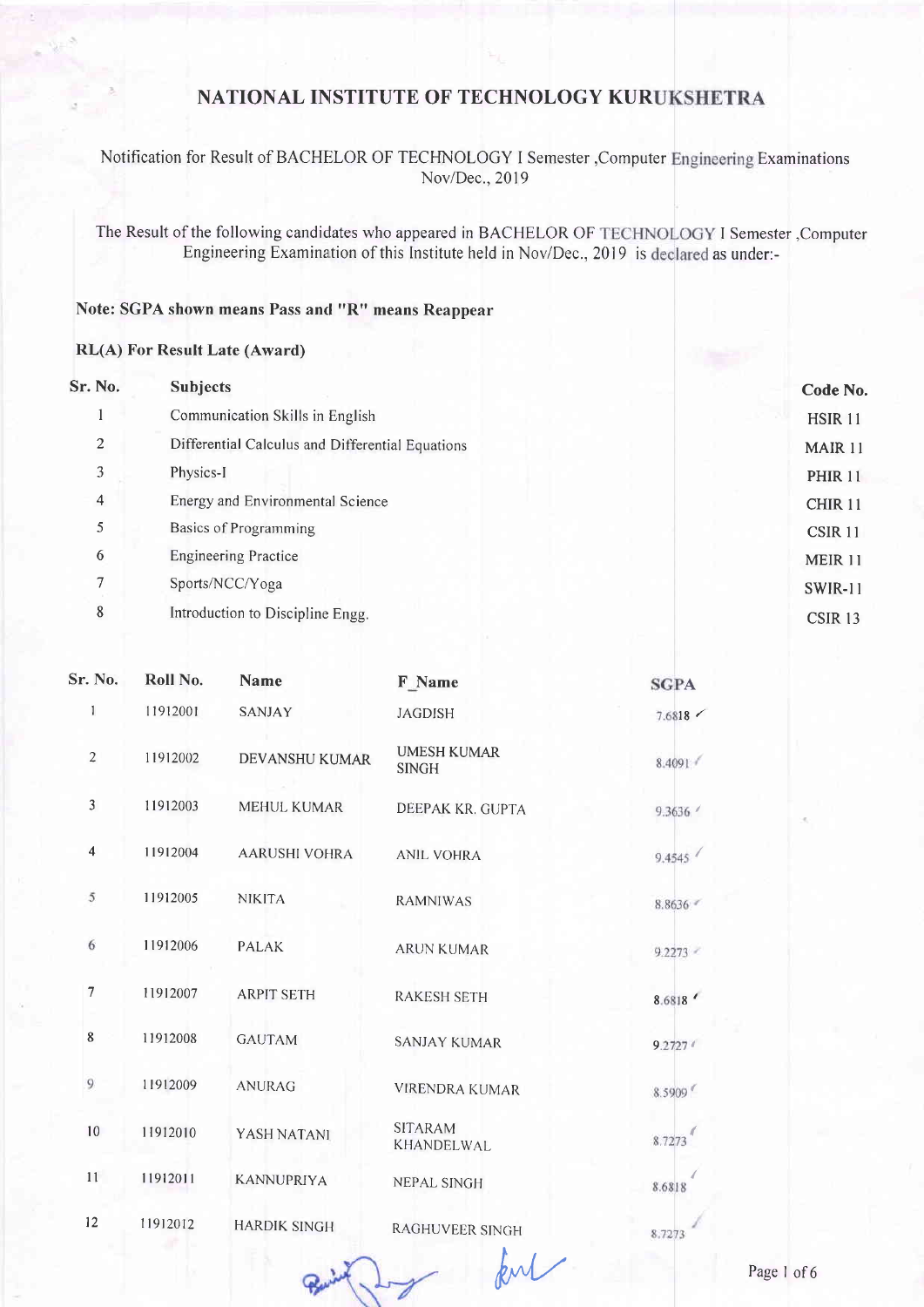# NATIONAL INSTITUTE OF TECHNOLOGY KURUKSHETRA

Notification for Result of BACHELOR OF TECHNOLOGY I Semester ,Computer Engineering Examinations Nov/Dec., 2019

The Result of the following candidates who appeared in BACHELOR OF TECHNOLOGY I Semester ,Computer Engineering Examination of this Institute held in Nov/Dec., 2019 is declared as under:-

**Note: SGPA shown means Pass and "R" means Reappear**

**RL(A) For Result Late (Award)**

| Sr. No. | Subjects | Code No. |
|---|---|---|
| 1 | Communication Skills in English | HSIR 11 |
| 2 | Differential Calculus and Differential Equations | MAIR 11 |
| 3 | Physics-I | PHIR 11 |
| 4 | Energy and Environmental Science | CHIR 11 |
| 5 | Basics of Programming | CSIR 11 |
| 6 | Engineering Practice | MEIR 11 |
| 7 | Sports/NCC/Yoga | SWIR-11 |
| 8 | Introduction to Discipline Engg. | CSIR 13 |

| Sr. No. | Roll No. | Name | F_Name | SGPA |
|---|---|---|---|---|
| 1 | 11912001 | SANJAY | JAGDISH | 7.6818 |
| 2 | 11912002 | DEVANSHU KUMAR | UMESH KUMAR SINGH | 8.4091 |
| 3 | 11912003 | MEHUL KUMAR | DEEPAK KR. GUPTA | 9.3636 |
| 4 | 11912004 | AARUSHI VOHRA | ANIL VOHRA | 9.4545 |
| 5 | 11912005 | NIKITA | RAMNIWAS | 8.8636 |
| 6 | 11912006 | PALAK | ARUN KUMAR | 9.2273 |
| 7 | 11912007 | ARPIT SETH | RAKESH SETH | 8.6818 |
| 8 | 11912008 | GAUTAM | SANJAY KUMAR | 9.2727 |
| 9 | 11912009 | ANURAG | VIRENDRA KUMAR | 8.5909 |
| 10 | 11912010 | YASH NATANI | SITARAM KHANDELWAL | 8.7273 |
| 11 | 11912011 | KANNUPRIYA | NEPAL SINGH | 8.6818 |
| 12 | 11912012 | HARDIK SINGH | RAGHUVEER SINGH | 8.7273 |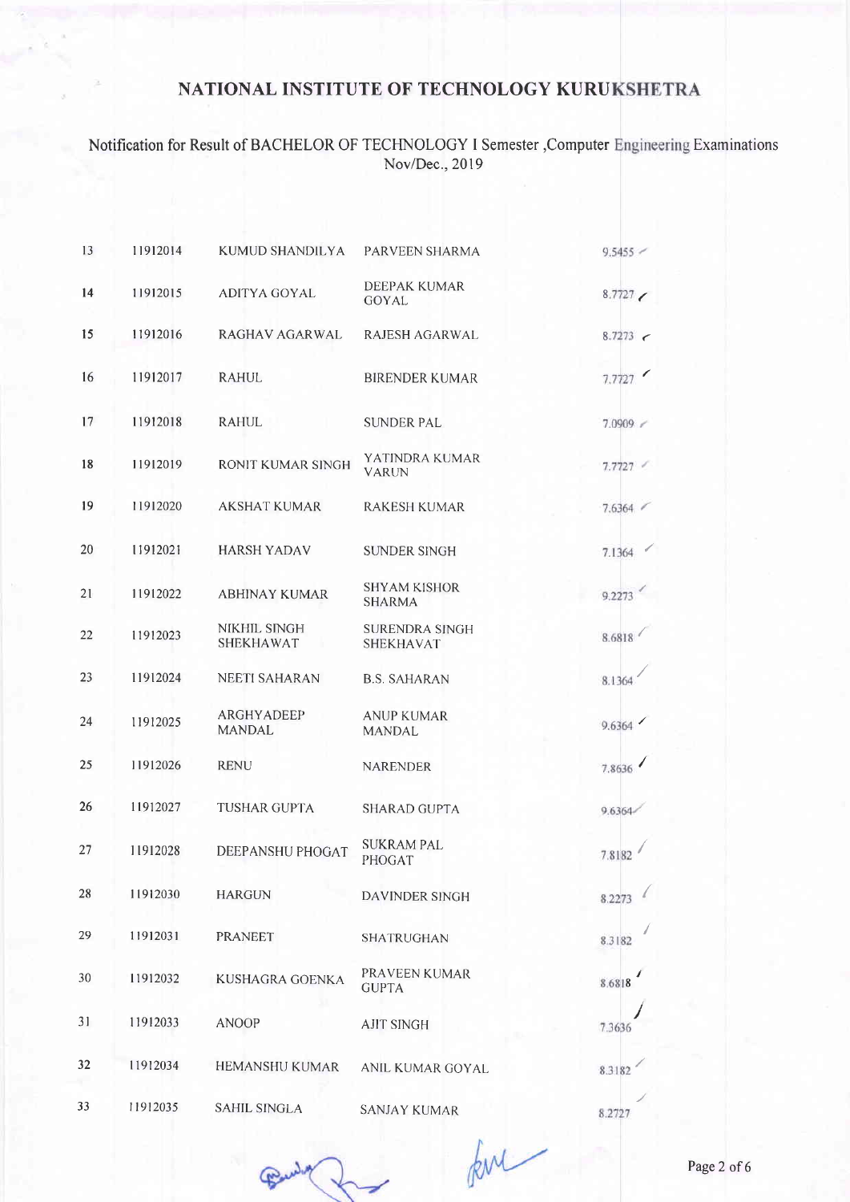# NATIONAL INSTITUTE OF TECHNOLOGY KURUKSHETRA

## Notification for Result of BACHELOR OF TECHNOLOGY I Semester ,Computer Engineering Examinations Nov/Dec., 2019

| | | | | |
|---|---|---|---|---|
| 13 | 11912014 | KUMUD SHANDILYA | PARVEEN SHARMA | 9.5455 |
| 14 | 11912015 | ADITYA GOYAL | DEEPAK KUMAR GOYAL | 8.7727 |
| 15 | 11912016 | RAGHAV AGARWAL | RAJESH AGARWAL | 8.7273 |
| 16 | 11912017 | RAHUL | BIRENDER KUMAR | 7.7727 |
| 17 | 11912018 | RAHUL | SUNDER PAL | 7.0909 |
| 18 | 11912019 | RONIT KUMAR SINGH | YATINDRA KUMAR VARUN | 7.7727 |
| 19 | 11912020 | AKSHAT KUMAR | RAKESH KUMAR | 7.6364 |
| 20 | 11912021 | HARSH YADAV | SUNDER SINGH | 7.1364 |
| 21 | 11912022 | ABHINAY KUMAR | SHYAM KISHOR SHARMA | 9.2273 |
| 22 | 11912023 | NIKHIL SINGH SHEKHAWAT | SURENDRA SINGH SHEKHAVAT | 8.6818 |
| 23 | 11912024 | NEETI SAHARAN | B.S. SAHARAN | 8.1364 |
| 24 | 11912025 | ARGHYADEEP MANDAL | ANUP KUMAR MANDAL | 9.6364 |
| 25 | 11912026 | RENU | NARENDER | 7.8636 |
| 26 | 11912027 | TUSHAR GUPTA | SHARAD GUPTA | 9.6364 |
| 27 | 11912028 | DEEPANSHU PHOGAT | SUKRAM PAL PHOGAT | 7.8182 |
| 28 | 11912030 | HARGUN | DAVINDER SINGH | 8.2273 |
| 29 | 11912031 | PRANEET | SHATRUGHAN | 8.3182 |
| 30 | 11912032 | KUSHAGRA GOENKA | PRAVEEN KUMAR GUPTA | 8.6818 |
| 31 | 11912033 | ANOOP | AJIT SINGH | 7.3636 |
| 32 | 11912034 | HEMANSHU KUMAR | ANIL KUMAR GOYAL | 8.3182 |
| 33 | 11912035 | SAHIL SINGLA | SANJAY KUMAR | 8.2727 |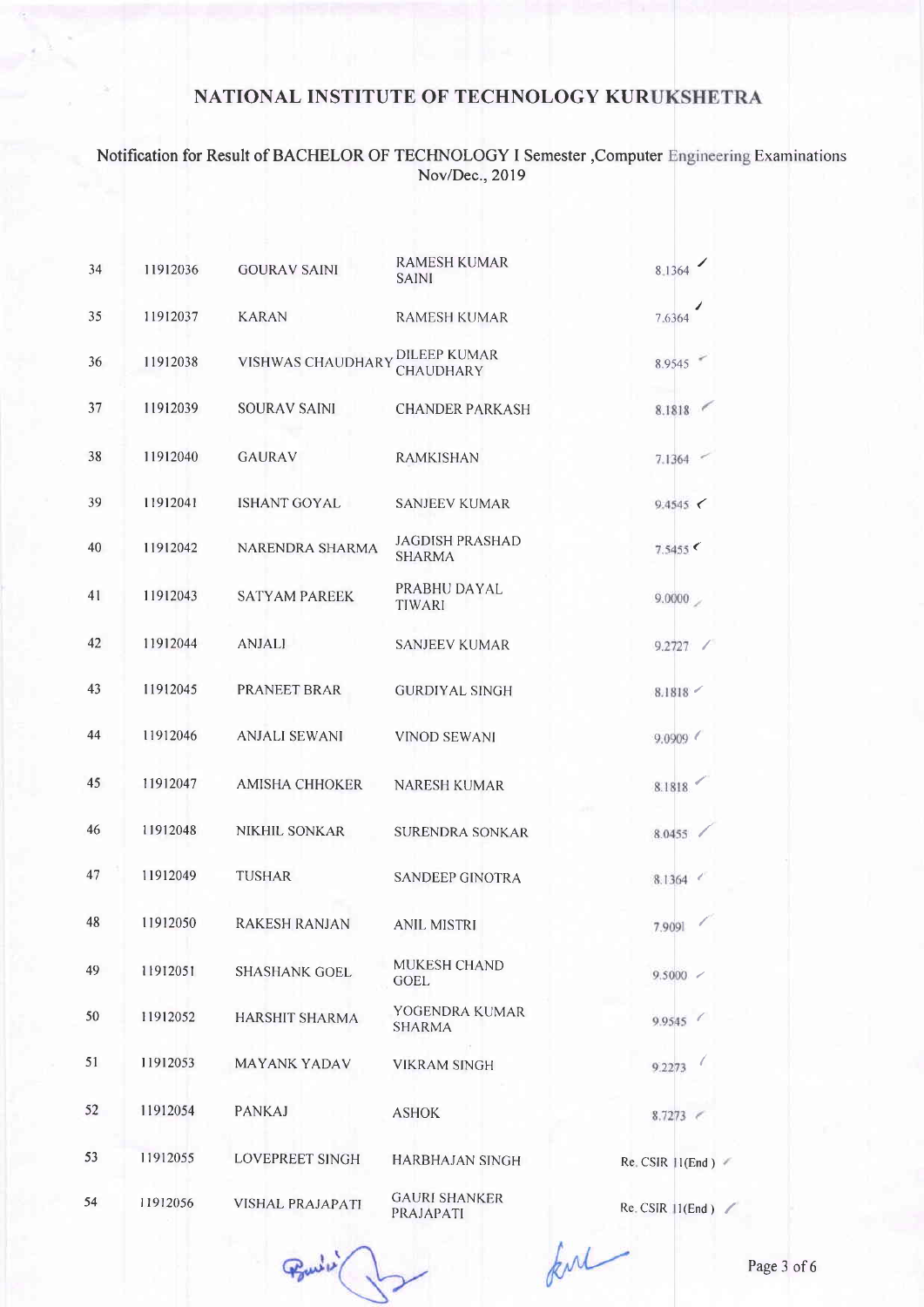# NATIONAL INSTITUTE OF TECHNOLOGY KURUKSHETRA

Notification for Result of BACHELOR OF TECHNOLOGY I Semester ,Computer Engineering Examinations Nov/Dec., 2019

| | | | | |
|---|---|---|---|---|
| 34 | 11912036 | GOURAV SAINI | RAMESH KUMAR SAINI | 8.1364 |
| 35 | 11912037 | KARAN | RAMESH KUMAR | 7.6364 |
| 36 | 11912038 | VISHWAS CHAUDHARY | DILEEP KUMAR CHAUDHARY | 8.9545 |
| 37 | 11912039 | SOURAV SAINI | CHANDER PARKASH | 8.1818 |
| 38 | 11912040 | GAURAV | RAMKISHAN | 7.1364 |
| 39 | 11912041 | ISHANT GOYAL | SANJEEV KUMAR | 9.4545 |
| 40 | 11912042 | NARENDRA SHARMA | JAGDISH PRASHAD SHARMA | 7.5455 |
| 41 | 11912043 | SATYAM PAREEK | PRABHU DAYAL TIWARI | 9.0000 |
| 42 | 11912044 | ANJALI | SANJEEV KUMAR | 9.2727 |
| 43 | 11912045 | PRANEET BRAR | GURDIYAL SINGH | 8.1818 |
| 44 | 11912046 | ANJALI SEWANI | VINOD SEWANI | 9.0909 |
| 45 | 11912047 | AMISHA CHHOKER | NARESH KUMAR | 8.1818 |
| 46 | 11912048 | NIKHIL SONKAR | SURENDRA SONKAR | 8.0455 |
| 47 | 11912049 | TUSHAR | SANDEEP GINOTRA | 8.1364 |
| 48 | 11912050 | RAKESH RANJAN | ANIL MISTRI | 7.9091 |
| 49 | 11912051 | SHASHANK GOEL | MUKESH CHAND GOEL | 9.5000 |
| 50 | 11912052 | HARSHIT SHARMA | YOGENDRA KUMAR SHARMA | 9.9545 |
| 51 | 11912053 | MAYANK YADAV | VIKRAM SINGH | 9.2273 |
| 52 | 11912054 | PANKAJ | ASHOK | 8.7273 |
| 53 | 11912055 | LOVEPREET SINGH | HARBHAJAN SINGH | Re. CSIR 11(End ) |
| 54 | 11912056 | VISHAL PRAJAPATI | GAURI SHANKER PRAJAPATI | Re. CSIR 11(End ) |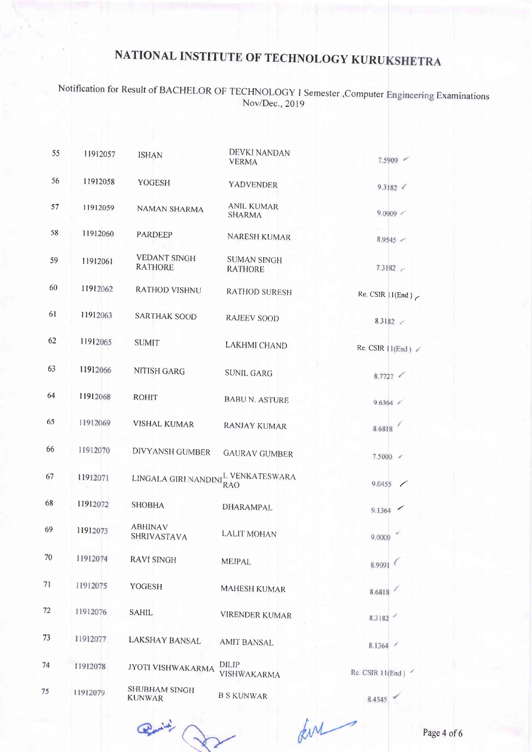# NATIONAL INSTITUTE OF TECHNOLOGY KURUKSHETRA

Notification for Result of BACHELOR OF TECHNOLOGY I Semester ,Computer Engineering Examinations Nov/Dec., 2019

| | | | | |
|---|---|---|---|---|
| 55 | 11912057 | ISHAN | DEVKI NANDAN VERMA | 7.5909 |
| 56 | 11912058 | YOGESH | YADVENDER | 9.3182 |
| 57 | 11912059 | NAMAN SHARMA | ANIL KUMAR SHARMA | 9.0909 |
| 58 | 11912060 | PARDEEP | NARESH KUMAR | 8.9545 |
| 59 | 11912061 | VEDANT SINGH RATHORE | SUMAN SINGH RATHORE | 7.3182 |
| 60 | 11912062 | RATHOD VISHNU | RATHOD SURESH | Re. CSIR 11(End) |
| 61 | 11912063 | SARTHAK SOOD | RAJEEV SOOD | 8.3182 |
| 62 | 11912065 | SUMIT | LAKHMI CHAND | Re. CSIR 11(End) |
| 63 | 11912066 | NITISH GARG | SUNIL GARG | 8.7727 |
| 64 | 11912068 | ROHIT | BABU N. ASTURE | 9.6364 |
| 65 | 11912069 | VISHAL KUMAR | RANJAY KUMAR | 8.6818 |
| 66 | 11912070 | DIVYANSH GUMBER | GAURAV GUMBER | 7.5000 |
| 67 | 11912071 | LINGALA GIRI NANDINI | L VENKATESWARA RAO | 9.0455 |
| 68 | 11912072 | SHOBHA | DHARAMPAL | 9.1364 |
| 69 | 11912073 | ABHINAV SHRIVASTAVA | LALIT MOHAN | 9.0000 |
| 70 | 11912074 | RAVI SINGH | MEJPAL | 8.9091 |
| 71 | 11912075 | YOGESH | MAHESH KUMAR | 8.6818 |
| 72 | 11912076 | SAHIL | VIRENDER KUMAR | 8.3182 |
| 73 | 11912077 | LAKSHAY BANSAL | AMIT BANSAL | 8.1364 |
| 74 | 11912078 | JYOTI VISHWAKARMA | DILIP VISHWAKARMA | Re. CSIR 11(End) |
| 75 | 11912079 | SHUBHAM SINGH KUNWAR | B S KUNWAR | 8.4545 |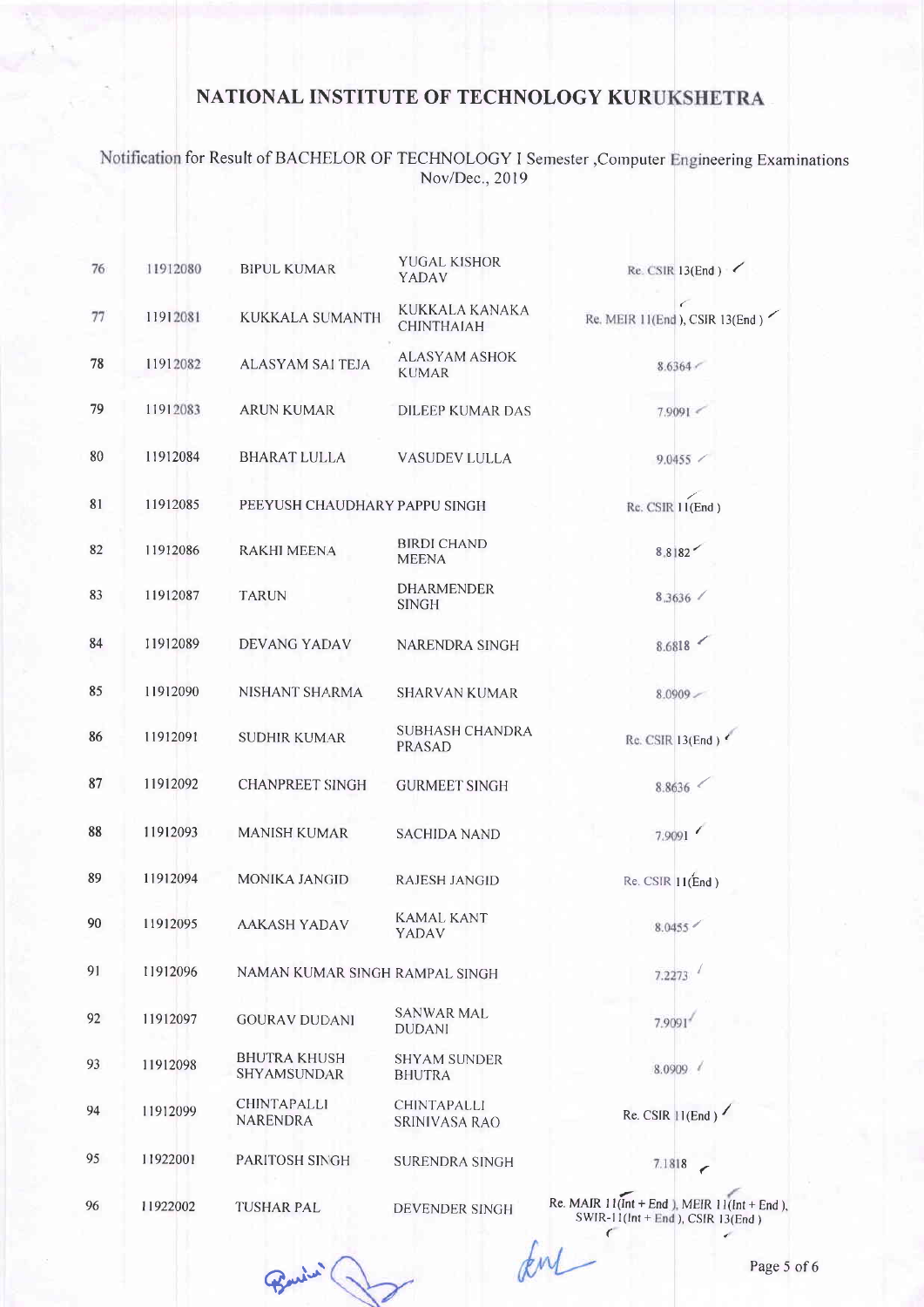# NATIONAL INSTITUTE OF TECHNOLOGY KURUKSHETRA

Notification for Result of BACHELOR OF TECHNOLOGY I Semester ,Computer Engineering Examinations Nov/Dec., 2019

| | | | | |
|---|---|---|---|---|
| 76 | 11912080 | BIPUL KUMAR | YUGAL KISHOR YADAV | Re. CSIR 13(End ) |
| 77 | 11912081 | KUKKALA SUMANTH | KUKKALA KANAKA CHINTHAIAH | Re. MEIR 11(End ), CSIR 13(End ) |
| 78 | 11912082 | ALASYAM SAI TEJA | ALASYAM ASHOK KUMAR | 8.6364 |
| 79 | 11912083 | ARUN KUMAR | DILEEP KUMAR DAS | 7.9091 |
| 80 | 11912084 | BHARAT LULLA | VASUDEV LULLA | 9.0455 |
| 81 | 11912085 | PEEYUSH CHAUDHARY | PAPPU SINGH | Re. CSIR 11(End ) |
| 82 | 11912086 | RAKHI MEENA | BIRDI CHAND MEENA | 8.8182 |
| 83 | 11912087 | TARUN | DHARMENDER SINGH | 8.3636 |
| 84 | 11912089 | DEVANG YADAV | NARENDRA SINGH | 8.6818 |
| 85 | 11912090 | NISHANT SHARMA | SHARVAN KUMAR | 8.0909 |
| 86 | 11912091 | SUDHIR KUMAR | SUBHASH CHANDRA PRASAD | Re. CSIR 13(End ) |
| 87 | 11912092 | CHANPREET SINGH | GURMEET SINGH | 8.8636 |
| 88 | 11912093 | MANISH KUMAR | SACHIDA NAND | 7.9091 |
| 89 | 11912094 | MONIKA JANGID | RAJESH JANGID | Re. CSIR 11(End ) |
| 90 | 11912095 | AAKASH YADAV | KAMAL KANT YADAV | 8.0455 |
| 91 | 11912096 | NAMAN KUMAR SINGH | RAMPAL SINGH | 7.2273 |
| 92 | 11912097 | GOURAV DUDANI | SANWAR MAL DUDANI | 7.9091 |
| 93 | 11912098 | BHUTRA KHUSH SHYAMSUNDAR | SHYAM SUNDER BHUTRA | 8.0909 |
| 94 | 11912099 | CHINTAPALLI NARENDRA | CHINTAPALLI SRINIVASA RAO | Re. CSIR 11(End ) |
| 95 | 11922001 | PARITOSH SINGH | SURENDRA SINGH | 7.1818 |
| 96 | 11922002 | TUSHAR PAL | DEVENDER SINGH | Re. MAIR 11(Int + End ), MEIR 11(Int + End ), SWIR-11(Int + End ), CSIR 13(End ) |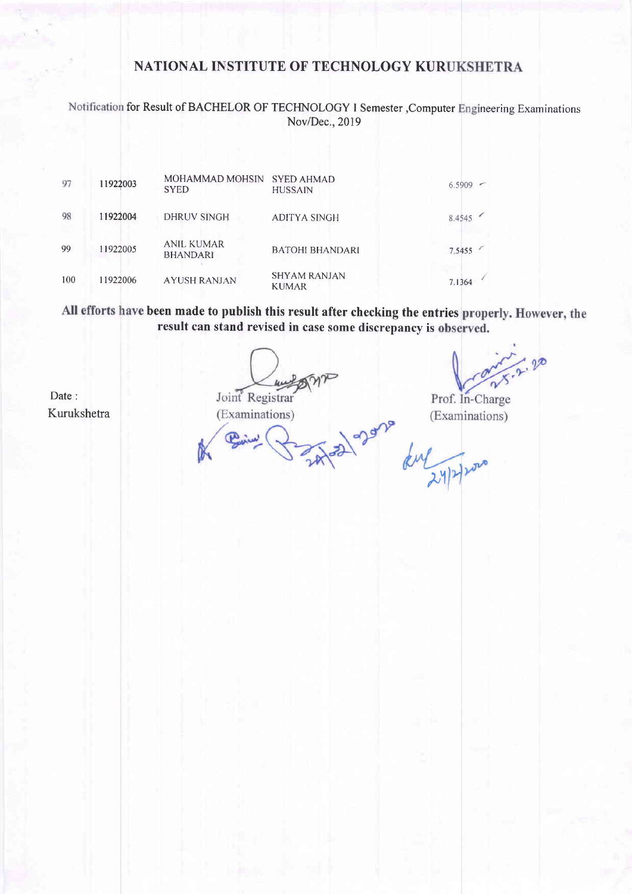# NATIONAL INSTITUTE OF TECHNOLOGY KURUKSHETRA

Notification for Result of BACHELOR OF TECHNOLOGY I Semester ,Computer Engineering Examinations Nov/Dec., 2019

| | | | | |
|---|---|---|---|---|
| 97 | 11922003 | MOHAMMAD MOHSIN SYED | SYED AHMAD HUSSAIN | 6.5909 |
| 98 | 11922004 | DHRUV SINGH | ADITYA SINGH | 8.4545 |
| 99 | 11922005 | ANIL KUMAR BHANDARI | BATOHI BHANDARI | 7.5455 |
| 100 | 11922006 | AYUSH RANJAN | SHYAM RANJAN KUMAR | 7.1364 |

**All efforts have been made to publish this result after checking the entries properly. However, the result can stand revised in case some discrepancy is observed.**

Date :

Kurukshetra

Joint Registrar
(Examinations)

Prof. In-Charge
(Examinations)